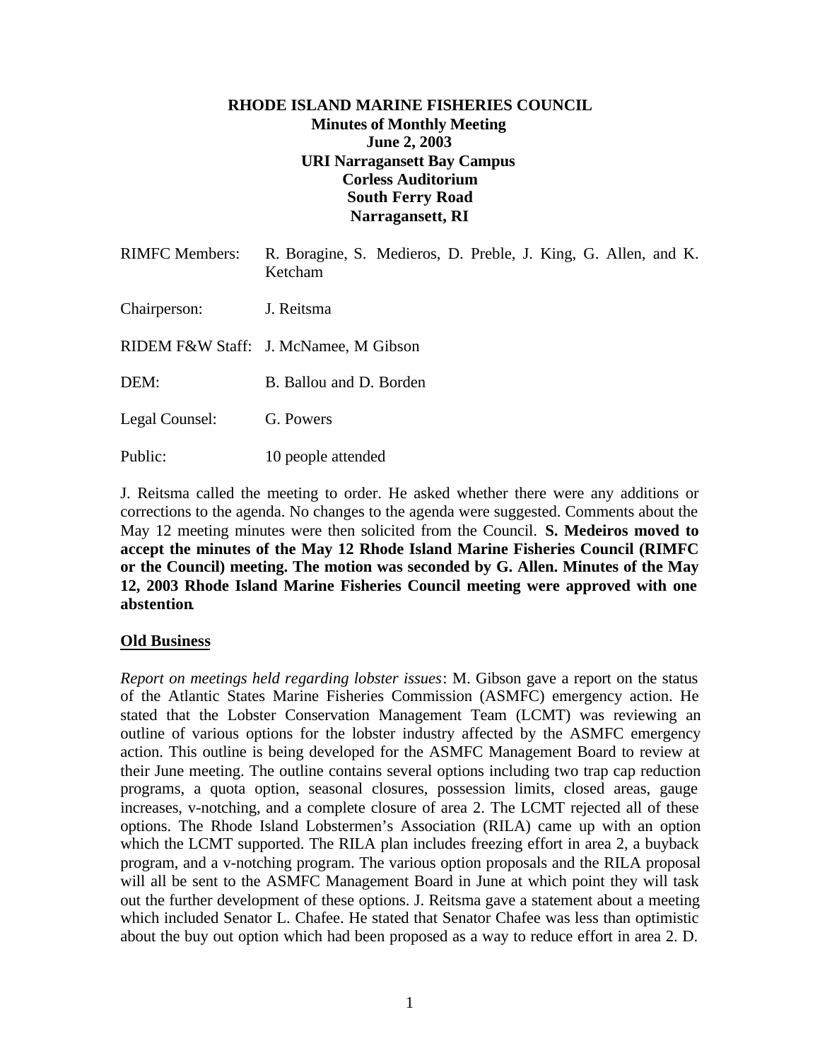**RHODE ISLAND MARINE FISHERIES COUNCIL**
**Minutes of Monthly Meeting**
**June 2, 2003**
**URI Narragansett Bay Campus**
**Corless Auditorium**
**South Ferry Road**
**Narragansett, RI**

RIMFC Members: R. Boragine, S. Medieros, D. Preble, J. King, G. Allen, and K. Ketcham

Chairperson: J. Reitsma

RIDEM F&W Staff: J. McNamee, M Gibson

DEM: B. Ballou and D. Borden

Legal Counsel: G. Powers

Public: 10 people attended

J. Reitsma called the meeting to order. He asked whether there were any additions or corrections to the agenda. No changes to the agenda were suggested. Comments about the May 12 meeting minutes were then solicited from the Council. **S. Medeiros moved to accept the minutes of the May 12 Rhode Island Marine Fisheries Council (RIMFC or the Council) meeting. The motion was seconded by G. Allen. Minutes of the May 12, 2003 Rhode Island Marine Fisheries Council meeting were approved with one abstention**.

## Old Business

*Report on meetings held regarding lobster issues*: M. Gibson gave a report on the status of the Atlantic States Marine Fisheries Commission (ASMFC) emergency action. He stated that the Lobster Conservation Management Team (LCMT) was reviewing an outline of various options for the lobster industry affected by the ASMFC emergency action. This outline is being developed for the ASMFC Management Board to review at their June meeting. The outline contains several options including two trap cap reduction programs, a quota option, seasonal closures, possession limits, closed areas, gauge increases, v-notching, and a complete closure of area 2. The LCMT rejected all of these options. The Rhode Island Lobstermen's Association (RILA) came up with an option which the LCMT supported. The RILA plan includes freezing effort in area 2, a buyback program, and a v-notching program. The various option proposals and the RILA proposal will all be sent to the ASMFC Management Board in June at which point they will task out the further development of these options. J. Reitsma gave a statement about a meeting which included Senator L. Chafee. He stated that Senator Chafee was less than optimistic about the buy out option which had been proposed as a way to reduce effort in area 2. D.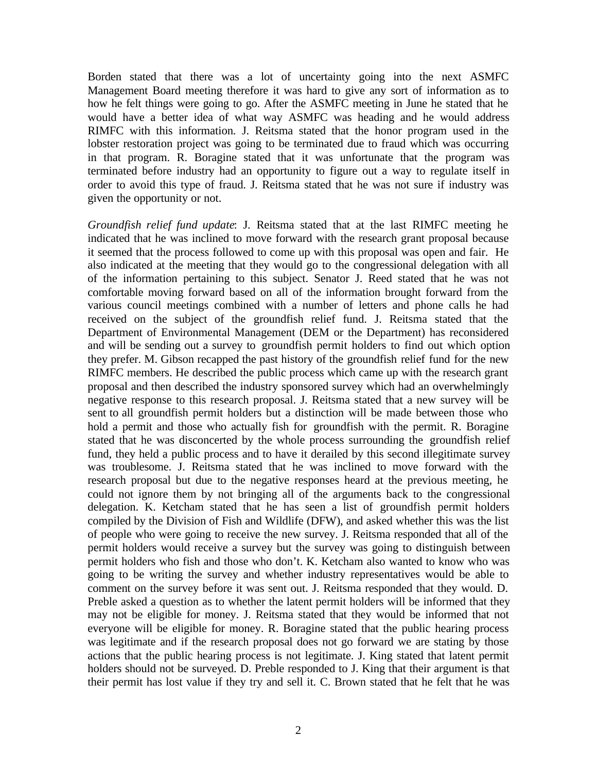Borden stated that there was a lot of uncertainty going into the next ASMFC Management Board meeting therefore it was hard to give any sort of information as to how he felt things were going to go. After the ASMFC meeting in June he stated that he would have a better idea of what way ASMFC was heading and he would address RIMFC with this information. J. Reitsma stated that the honor program used in the lobster restoration project was going to be terminated due to fraud which was occurring in that program. R. Boragine stated that it was unfortunate that the program was terminated before industry had an opportunity to figure out a way to regulate itself in order to avoid this type of fraud. J. Reitsma stated that he was not sure if industry was given the opportunity or not.

*Groundfish relief fund update*: J. Reitsma stated that at the last RIMFC meeting he indicated that he was inclined to move forward with the research grant proposal because it seemed that the process followed to come up with this proposal was open and fair. He also indicated at the meeting that they would go to the congressional delegation with all of the information pertaining to this subject. Senator J. Reed stated that he was not comfortable moving forward based on all of the information brought forward from the various council meetings combined with a number of letters and phone calls he had received on the subject of the groundfish relief fund. J. Reitsma stated that the Department of Environmental Management (DEM or the Department) has reconsidered and will be sending out a survey to groundfish permit holders to find out which option they prefer. M. Gibson recapped the past history of the groundfish relief fund for the new RIMFC members. He described the public process which came up with the research grant proposal and then described the industry sponsored survey which had an overwhelmingly negative response to this research proposal. J. Reitsma stated that a new survey will be sent to all groundfish permit holders but a distinction will be made between those who hold a permit and those who actually fish for groundfish with the permit. R. Boragine stated that he was disconcerted by the whole process surrounding the groundfish relief fund, they held a public process and to have it derailed by this second illegitimate survey was troublesome. J. Reitsma stated that he was inclined to move forward with the research proposal but due to the negative responses heard at the previous meeting, he could not ignore them by not bringing all of the arguments back to the congressional delegation. K. Ketcham stated that he has seen a list of groundfish permit holders compiled by the Division of Fish and Wildlife (DFW), and asked whether this was the list of people who were going to receive the new survey. J. Reitsma responded that all of the permit holders would receive a survey but the survey was going to distinguish between permit holders who fish and those who don't. K. Ketcham also wanted to know who was going to be writing the survey and whether industry representatives would be able to comment on the survey before it was sent out. J. Reitsma responded that they would. D. Preble asked a question as to whether the latent permit holders will be informed that they may not be eligible for money. J. Reitsma stated that they would be informed that not everyone will be eligible for money. R. Boragine stated that the public hearing process was legitimate and if the research proposal does not go forward we are stating by those actions that the public hearing process is not legitimate. J. King stated that latent permit holders should not be surveyed. D. Preble responded to J. King that their argument is that their permit has lost value if they try and sell it. C. Brown stated that he felt that he was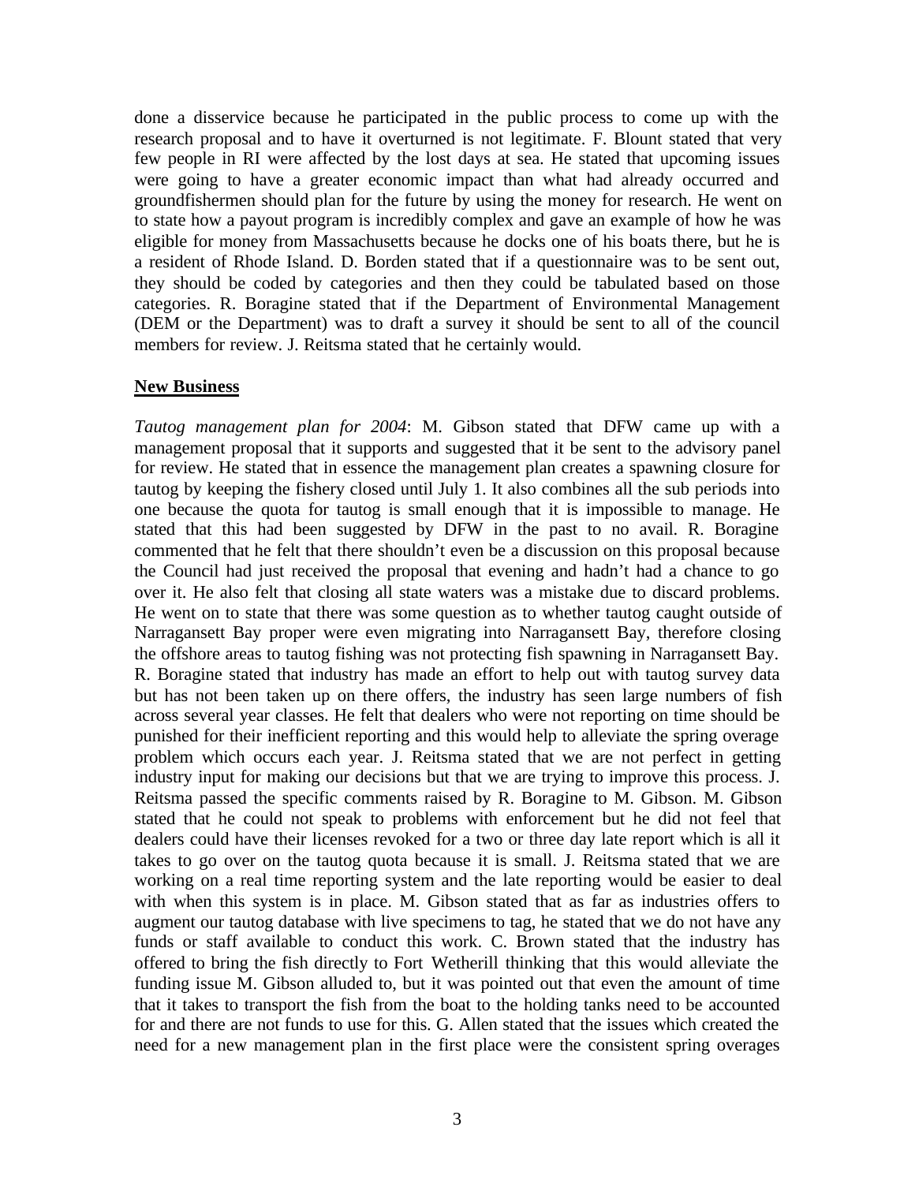done a disservice because he participated in the public process to come up with the research proposal and to have it overturned is not legitimate. F. Blount stated that very few people in RI were affected by the lost days at sea. He stated that upcoming issues were going to have a greater economic impact than what had already occurred and groundfishermen should plan for the future by using the money for research. He went on to state how a payout program is incredibly complex and gave an example of how he was eligible for money from Massachusetts because he docks one of his boats there, but he is a resident of Rhode Island. D. Borden stated that if a questionnaire was to be sent out, they should be coded by categories and then they could be tabulated based on those categories. R. Boragine stated that if the Department of Environmental Management (DEM or the Department) was to draft a survey it should be sent to all of the council members for review. J. Reitsma stated that he certainly would.

## New Business

*Tautog management plan for 2004*: M. Gibson stated that DFW came up with a management proposal that it supports and suggested that it be sent to the advisory panel for review. He stated that in essence the management plan creates a spawning closure for tautog by keeping the fishery closed until July 1. It also combines all the sub periods into one because the quota for tautog is small enough that it is impossible to manage. He stated that this had been suggested by DFW in the past to no avail. R. Boragine commented that he felt that there shouldn't even be a discussion on this proposal because the Council had just received the proposal that evening and hadn't had a chance to go over it. He also felt that closing all state waters was a mistake due to discard problems. He went on to state that there was some question as to whether tautog caught outside of Narragansett Bay proper were even migrating into Narragansett Bay, therefore closing the offshore areas to tautog fishing was not protecting fish spawning in Narragansett Bay. R. Boragine stated that industry has made an effort to help out with tautog survey data but has not been taken up on there offers, the industry has seen large numbers of fish across several year classes. He felt that dealers who were not reporting on time should be punished for their inefficient reporting and this would help to alleviate the spring overage problem which occurs each year. J. Reitsma stated that we are not perfect in getting industry input for making our decisions but that we are trying to improve this process. J. Reitsma passed the specific comments raised by R. Boragine to M. Gibson. M. Gibson stated that he could not speak to problems with enforcement but he did not feel that dealers could have their licenses revoked for a two or three day late report which is all it takes to go over on the tautog quota because it is small. J. Reitsma stated that we are working on a real time reporting system and the late reporting would be easier to deal with when this system is in place. M. Gibson stated that as far as industries offers to augment our tautog database with live specimens to tag, he stated that we do not have any funds or staff available to conduct this work. C. Brown stated that the industry has offered to bring the fish directly to Fort Wetherill thinking that this would alleviate the funding issue M. Gibson alluded to, but it was pointed out that even the amount of time that it takes to transport the fish from the boat to the holding tanks need to be accounted for and there are not funds to use for this. G. Allen stated that the issues which created the need for a new management plan in the first place were the consistent spring overages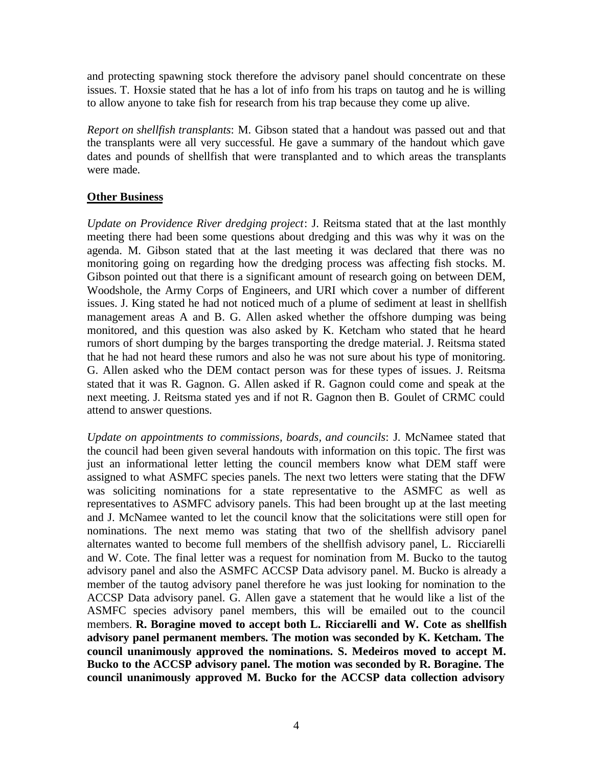and protecting spawning stock therefore the advisory panel should concentrate on these issues. T. Hoxsie stated that he has a lot of info from his traps on tautog and he is willing to allow anyone to take fish for research from his trap because they come up alive.

*Report on shellfish transplants*: M. Gibson stated that a handout was passed out and that the transplants were all very successful. He gave a summary of the handout which gave dates and pounds of shellfish that were transplanted and to which areas the transplants were made.

**Other Business**

*Update on Providence River dredging project*: J. Reitsma stated that at the last monthly meeting there had been some questions about dredging and this was why it was on the agenda. M. Gibson stated that at the last meeting it was declared that there was no monitoring going on regarding how the dredging process was affecting fish stocks. M. Gibson pointed out that there is a significant amount of research going on between DEM, Woodshole, the Army Corps of Engineers, and URI which cover a number of different issues. J. King stated he had not noticed much of a plume of sediment at least in shellfish management areas A and B. G. Allen asked whether the offshore dumping was being monitored, and this question was also asked by K. Ketcham who stated that he heard rumors of short dumping by the barges transporting the dredge material. J. Reitsma stated that he had not heard these rumors and also he was not sure about his type of monitoring. G. Allen asked who the DEM contact person was for these types of issues. J. Reitsma stated that it was R. Gagnon. G. Allen asked if R. Gagnon could come and speak at the next meeting. J. Reitsma stated yes and if not R. Gagnon then B. Goulet of CRMC could attend to answer questions.

*Update on appointments to commissions, boards, and councils*: J. McNamee stated that the council had been given several handouts with information on this topic. The first was just an informational letter letting the council members know what DEM staff were assigned to what ASMFC species panels. The next two letters were stating that the DFW was soliciting nominations for a state representative to the ASMFC as well as representatives to ASMFC advisory panels. This had been brought up at the last meeting and J. McNamee wanted to let the council know that the solicitations were still open for nominations. The next memo was stating that two of the shellfish advisory panel alternates wanted to become full members of the shellfish advisory panel, L. Ricciarelli and W. Cote. The final letter was a request for nomination from M. Bucko to the tautog advisory panel and also the ASMFC ACCSP Data advisory panel. M. Bucko is already a member of the tautog advisory panel therefore he was just looking for nomination to the ACCSP Data advisory panel. G. Allen gave a statement that he would like a list of the ASMFC species advisory panel members, this will be emailed out to the council members. **R. Boragine moved to accept both L. Ricciarelli and W. Cote as shellfish advisory panel permanent members. The motion was seconded by K. Ketcham. The council unanimously approved the nominations. S. Medeiros moved to accept M. Bucko to the ACCSP advisory panel. The motion was seconded by R. Boragine. The council unanimously approved M. Bucko for the ACCSP data collection advisory**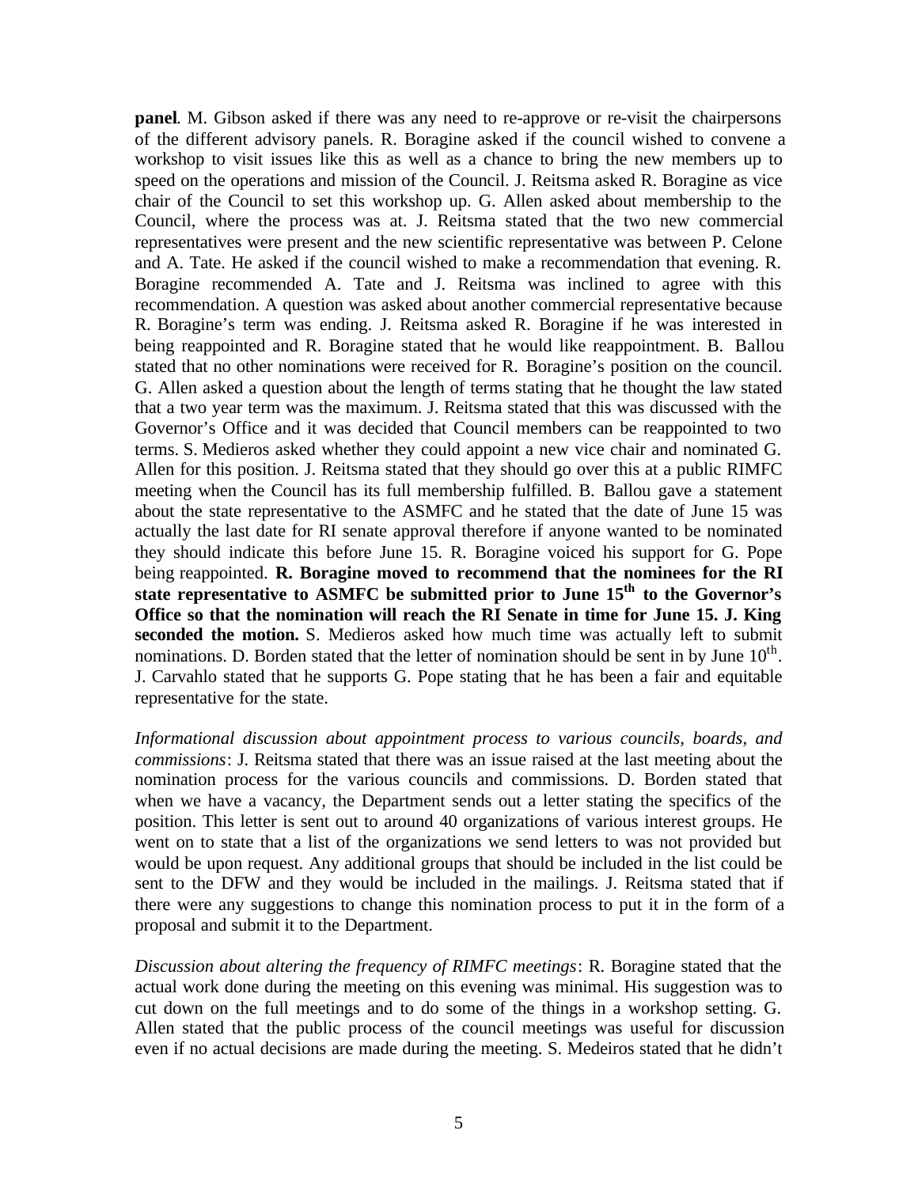**panel**. M. Gibson asked if there was any need to re-approve or re-visit the chairpersons of the different advisory panels. R. Boragine asked if the council wished to convene a workshop to visit issues like this as well as a chance to bring the new members up to speed on the operations and mission of the Council. J. Reitsma asked R. Boragine as vice chair of the Council to set this workshop up. G. Allen asked about membership to the Council, where the process was at. J. Reitsma stated that the two new commercial representatives were present and the new scientific representative was between P. Celone and A. Tate. He asked if the council wished to make a recommendation that evening. R. Boragine recommended A. Tate and J. Reitsma was inclined to agree with this recommendation. A question was asked about another commercial representative because R. Boragine's term was ending. J. Reitsma asked R. Boragine if he was interested in being reappointed and R. Boragine stated that he would like reappointment. B. Ballou stated that no other nominations were received for R. Boragine's position on the council. G. Allen asked a question about the length of terms stating that he thought the law stated that a two year term was the maximum. J. Reitsma stated that this was discussed with the Governor's Office and it was decided that Council members can be reappointed to two terms. S. Medieros asked whether they could appoint a new vice chair and nominated G. Allen for this position. J. Reitsma stated that they should go over this at a public RIMFC meeting when the Council has its full membership fulfilled. B. Ballou gave a statement about the state representative to the ASMFC and he stated that the date of June 15 was actually the last date for RI senate approval therefore if anyone wanted to be nominated they should indicate this before June 15. R. Boragine voiced his support for G. Pope being reappointed. **R. Boragine moved to recommend that the nominees for the RI state representative to ASMFC be submitted prior to June 15th to the Governor's Office so that the nomination will reach the RI Senate in time for June 15. J. King seconded the motion.** S. Medieros asked how much time was actually left to submit nominations. D. Borden stated that the letter of nomination should be sent in by June 10th. J. Carvahlo stated that he supports G. Pope stating that he has been a fair and equitable representative for the state.

*Informational discussion about appointment process to various councils, boards, and commissions*: J. Reitsma stated that there was an issue raised at the last meeting about the nomination process for the various councils and commissions. D. Borden stated that when we have a vacancy, the Department sends out a letter stating the specifics of the position. This letter is sent out to around 40 organizations of various interest groups. He went on to state that a list of the organizations we send letters to was not provided but would be upon request. Any additional groups that should be included in the list could be sent to the DFW and they would be included in the mailings. J. Reitsma stated that if there were any suggestions to change this nomination process to put it in the form of a proposal and submit it to the Department.

*Discussion about altering the frequency of RIMFC meetings*: R. Boragine stated that the actual work done during the meeting on this evening was minimal. His suggestion was to cut down on the full meetings and to do some of the things in a workshop setting. G. Allen stated that the public process of the council meetings was useful for discussion even if no actual decisions are made during the meeting. S. Medeiros stated that he didn't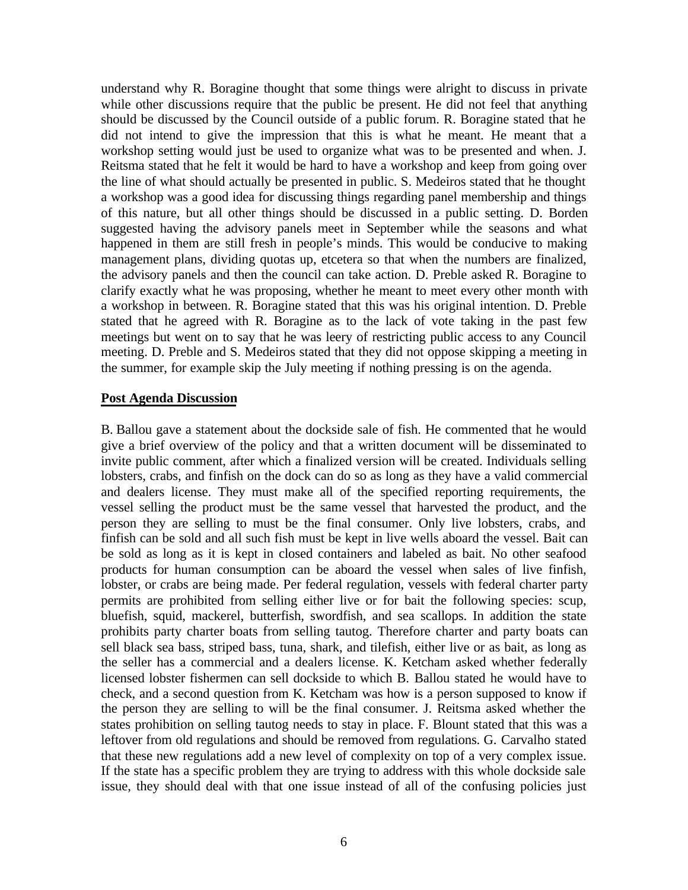understand why R. Boragine thought that some things were alright to discuss in private while other discussions require that the public be present. He did not feel that anything should be discussed by the Council outside of a public forum. R. Boragine stated that he did not intend to give the impression that this is what he meant. He meant that a workshop setting would just be used to organize what was to be presented and when. J. Reitsma stated that he felt it would be hard to have a workshop and keep from going over the line of what should actually be presented in public. S. Medeiros stated that he thought a workshop was a good idea for discussing things regarding panel membership and things of this nature, but all other things should be discussed in a public setting. D. Borden suggested having the advisory panels meet in September while the seasons and what happened in them are still fresh in people's minds. This would be conducive to making management plans, dividing quotas up, etcetera so that when the numbers are finalized, the advisory panels and then the council can take action. D. Preble asked R. Boragine to clarify exactly what he was proposing, whether he meant to meet every other month with a workshop in between. R. Boragine stated that this was his original intention. D. Preble stated that he agreed with R. Boragine as to the lack of vote taking in the past few meetings but went on to say that he was leery of restricting public access to any Council meeting. D. Preble and S. Medeiros stated that they did not oppose skipping a meeting in the summer, for example skip the July meeting if nothing pressing is on the agenda.

**Post Agenda Discussion**

B. Ballou gave a statement about the dockside sale of fish. He commented that he would give a brief overview of the policy and that a written document will be disseminated to invite public comment, after which a finalized version will be created. Individuals selling lobsters, crabs, and finfish on the dock can do so as long as they have a valid commercial and dealers license. They must make all of the specified reporting requirements, the vessel selling the product must be the same vessel that harvested the product, and the person they are selling to must be the final consumer. Only live lobsters, crabs, and finfish can be sold and all such fish must be kept in live wells aboard the vessel. Bait can be sold as long as it is kept in closed containers and labeled as bait. No other seafood products for human consumption can be aboard the vessel when sales of live finfish, lobster, or crabs are being made. Per federal regulation, vessels with federal charter party permits are prohibited from selling either live or for bait the following species: scup, bluefish, squid, mackerel, butterfish, swordfish, and sea scallops. In addition the state prohibits party charter boats from selling tautog. Therefore charter and party boats can sell black sea bass, striped bass, tuna, shark, and tilefish, either live or as bait, as long as the seller has a commercial and a dealers license. K. Ketcham asked whether federally licensed lobster fishermen can sell dockside to which B. Ballou stated he would have to check, and a second question from K. Ketcham was how is a person supposed to know if the person they are selling to will be the final consumer. J. Reitsma asked whether the states prohibition on selling tautog needs to stay in place. F. Blount stated that this was a leftover from old regulations and should be removed from regulations. G. Carvalho stated that these new regulations add a new level of complexity on top of a very complex issue. If the state has a specific problem they are trying to address with this whole dockside sale issue, they should deal with that one issue instead of all of the confusing policies just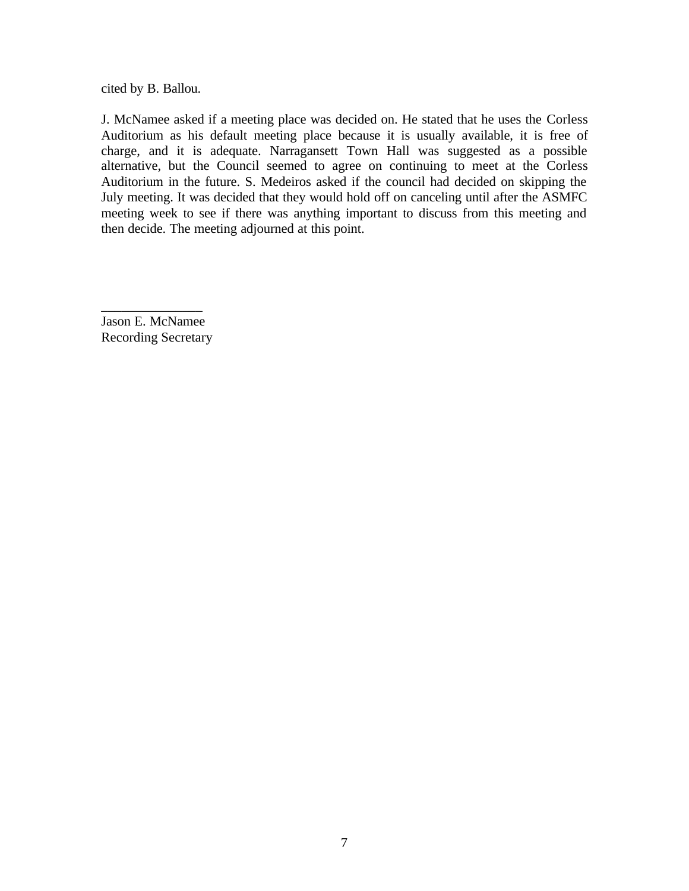cited by B. Ballou.

J. McNamee asked if a meeting place was decided on. He stated that he uses the Corless Auditorium as his default meeting place because it is usually available, it is free of charge, and it is adequate. Narragansett Town Hall was suggested as a possible alternative, but the Council seemed to agree on continuing to meet at the Corless Auditorium in the future. S. Medeiros asked if the council had decided on skipping the July meeting. It was decided that they would hold off on canceling until after the ASMFC meeting week to see if there was anything important to discuss from this meeting and then decide. The meeting adjourned at this point.

_______________
Jason E. McNamee
Recording Secretary